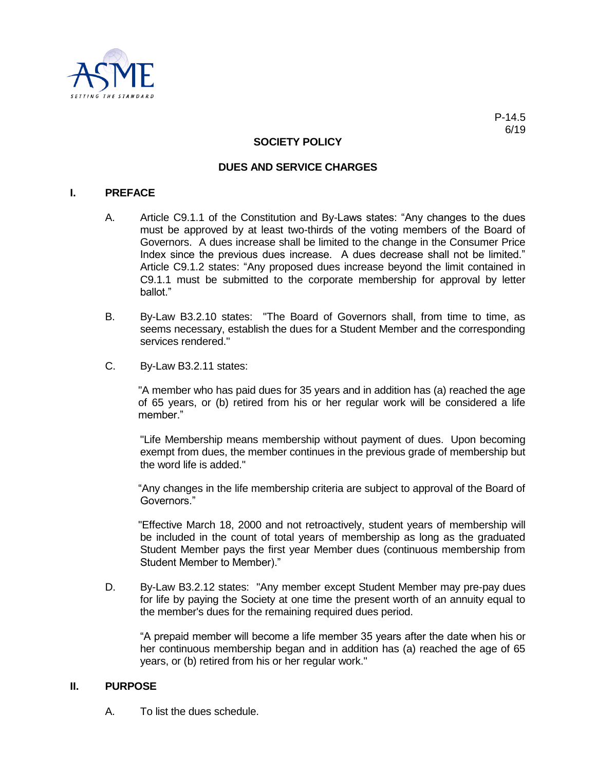P-14.5
6/19

## SOCIETY POLICY

## DUES AND SERVICE CHARGES

### I. PREFACE

A. Article C9.1.1 of the Constitution and By-Laws states: "Any changes to the dues must be approved by at least two-thirds of the voting members of the Board of Governors. A dues increase shall be limited to the change in the Consumer Price Index since the previous dues increase. A dues decrease shall not be limited." Article C9.1.2 states: "Any proposed dues increase beyond the limit contained in C9.1.1 must be submitted to the corporate membership for approval by letter ballot."

B. By-Law B3.2.10 states: "The Board of Governors shall, from time to time, as seems necessary, establish the dues for a Student Member and the corresponding services rendered."

C. By-Law B3.2.11 states:

"A member who has paid dues for 35 years and in addition has (a) reached the age of 65 years, or (b) retired from his or her regular work will be considered a life member."

"Life Membership means membership without payment of dues. Upon becoming exempt from dues, the member continues in the previous grade of membership but the word life is added."

"Any changes in the life membership criteria are subject to approval of the Board of Governors."

"Effective March 18, 2000 and not retroactively, student years of membership will be included in the count of total years of membership as long as the graduated Student Member pays the first year Member dues (continuous membership from Student Member to Member)."

D. By-Law B3.2.12 states: "Any member except Student Member may pre-pay dues for life by paying the Society at one time the present worth of an annuity equal to the member's dues for the remaining required dues period.

"A prepaid member will become a life member 35 years after the date when his or her continuous membership began and in addition has (a) reached the age of 65 years, or (b) retired from his or her regular work."

### II. PURPOSE

A. To list the dues schedule.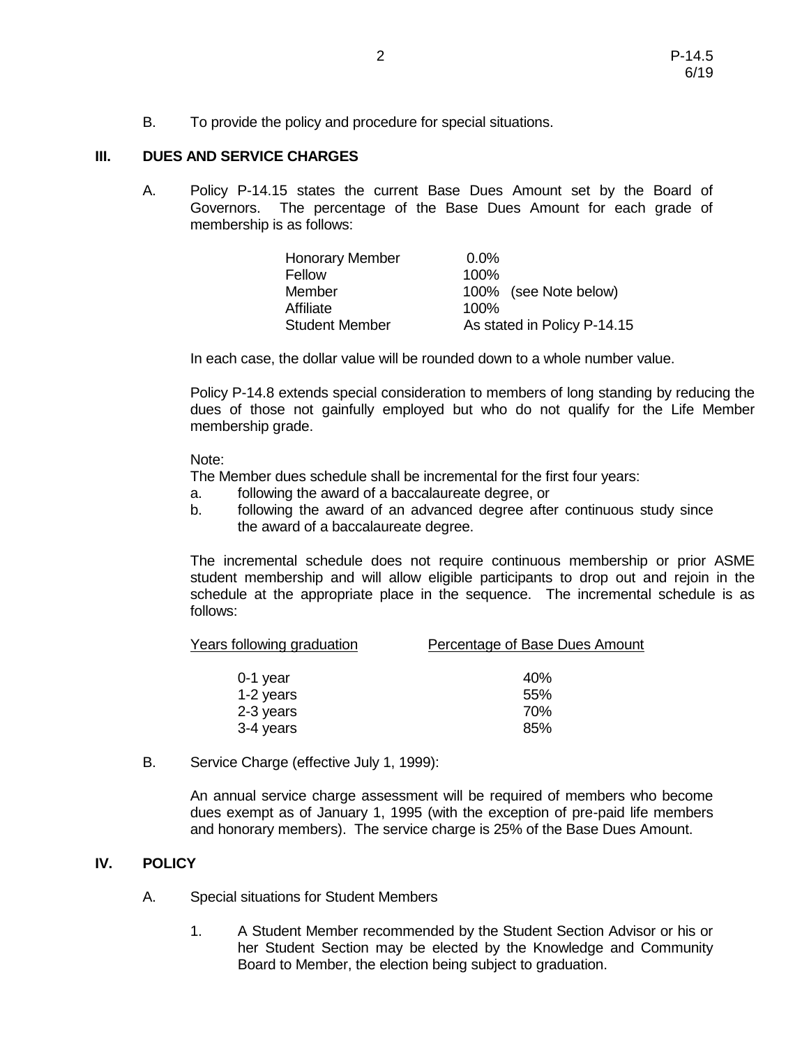B. To provide the policy and procedure for special situations.

## III. DUES AND SERVICE CHARGES

A. Policy P-14.15 states the current Base Dues Amount set by the Board of Governors. The percentage of the Base Dues Amount for each grade of membership is as follows:

| Grade | Percentage |
|---|---|
| Honorary Member | 0.0% |
| Fellow | 100% |
| Member | 100% (see Note below) |
| Affiliate | 100% |
| Student Member | As stated in Policy P-14.15 |

In each case, the dollar value will be rounded down to a whole number value.

Policy P-14.8 extends special consideration to members of long standing by reducing the dues of those not gainfully employed but who do not qualify for the Life Member membership grade.

Note:
The Member dues schedule shall be incremental for the first four years:

a. following the award of a baccalaureate degree, or
b. following the award of an advanced degree after continuous study since the award of a baccalaureate degree.

The incremental schedule does not require continuous membership or prior ASME student membership and will allow eligible participants to drop out and rejoin in the schedule at the appropriate place in the sequence. The incremental schedule is as follows:

| Years following graduation | Percentage of Base Dues Amount |
|---|---|
| 0-1 year | 40% |
| 1-2 years | 55% |
| 2-3 years | 70% |
| 3-4 years | 85% |

B. Service Charge (effective July 1, 1999):

An annual service charge assessment will be required of members who become dues exempt as of January 1, 1995 (with the exception of pre-paid life members and honorary members). The service charge is 25% of the Base Dues Amount.

## IV. POLICY

A. Special situations for Student Members

1. A Student Member recommended by the Student Section Advisor or his or her Student Section may be elected by the Knowledge and Community Board to Member, the election being subject to graduation.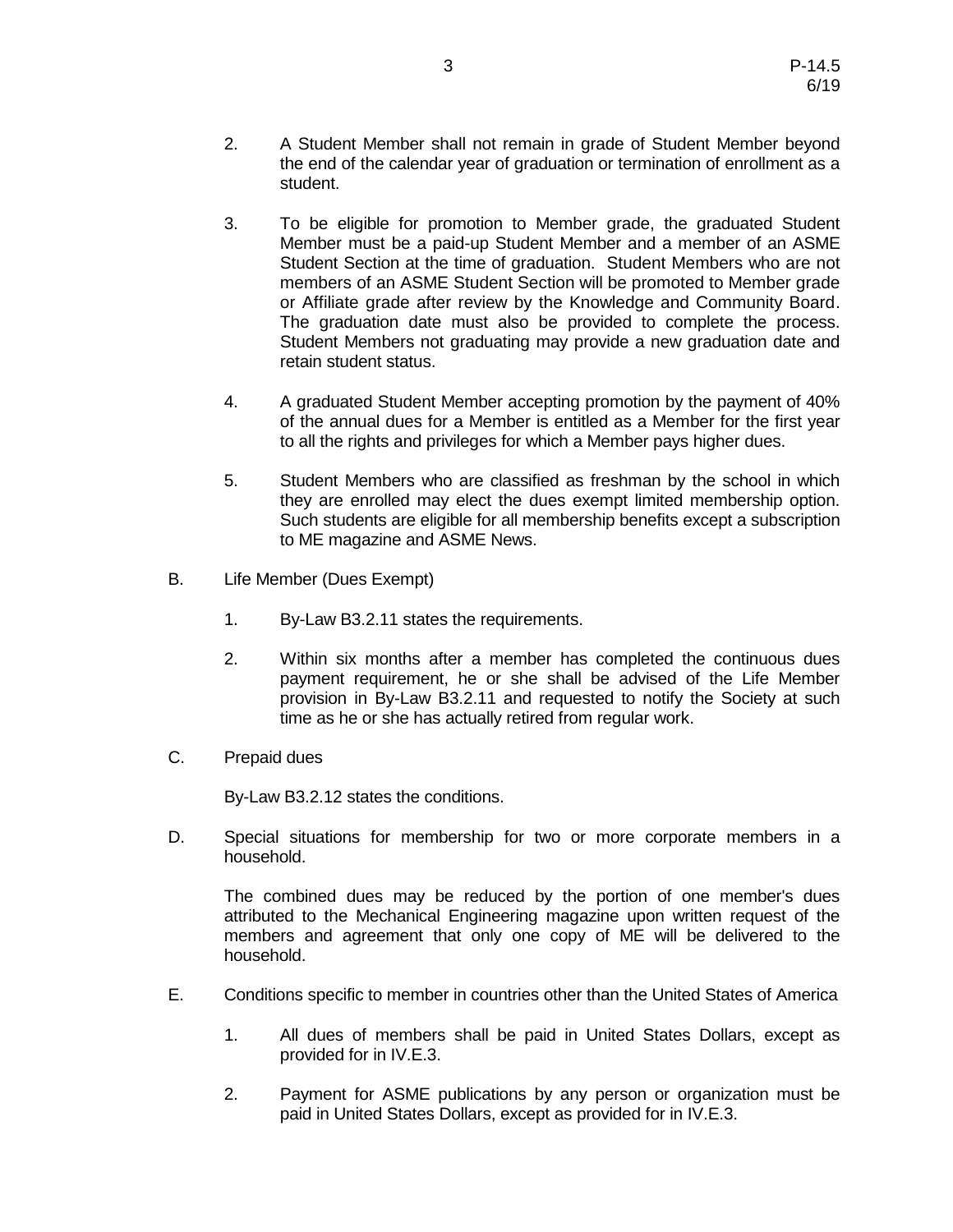2. A Student Member shall not remain in grade of Student Member beyond the end of the calendar year of graduation or termination of enrollment as a student.

3. To be eligible for promotion to Member grade, the graduated Student Member must be a paid-up Student Member and a member of an ASME Student Section at the time of graduation. Student Members who are not members of an ASME Student Section will be promoted to Member grade or Affiliate grade after review by the Knowledge and Community Board. The graduation date must also be provided to complete the process. Student Members not graduating may provide a new graduation date and retain student status.

4. A graduated Student Member accepting promotion by the payment of 40% of the annual dues for a Member is entitled as a Member for the first year to all the rights and privileges for which a Member pays higher dues.

5. Student Members who are classified as freshman by the school in which they are enrolled may elect the dues exempt limited membership option. Such students are eligible for all membership benefits except a subscription to ME magazine and ASME News.

B. Life Member (Dues Exempt)

1. By-Law B3.2.11 states the requirements.

2. Within six months after a member has completed the continuous dues payment requirement, he or she shall be advised of the Life Member provision in By-Law B3.2.11 and requested to notify the Society at such time as he or she has actually retired from regular work.

C. Prepaid dues

By-Law B3.2.12 states the conditions.

D. Special situations for membership for two or more corporate members in a household.

The combined dues may be reduced by the portion of one member's dues attributed to the Mechanical Engineering magazine upon written request of the members and agreement that only one copy of ME will be delivered to the household.

E. Conditions specific to member in countries other than the United States of America

1. All dues of members shall be paid in United States Dollars, except as provided for in IV.E.3.

2. Payment for ASME publications by any person or organization must be paid in United States Dollars, except as provided for in IV.E.3.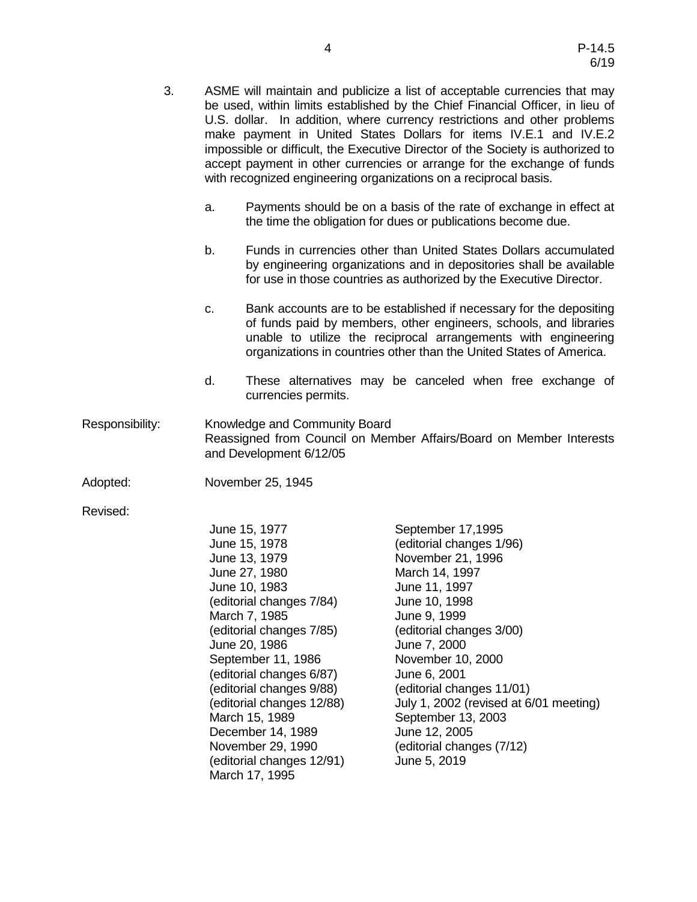3. ASME will maintain and publicize a list of acceptable currencies that may be used, within limits established by the Chief Financial Officer, in lieu of U.S. dollar. In addition, where currency restrictions and other problems make payment in United States Dollars for items IV.E.1 and IV.E.2 impossible or difficult, the Executive Director of the Society is authorized to accept payment in other currencies or arrange for the exchange of funds with recognized engineering organizations on a reciprocal basis.

   a. Payments should be on a basis of the rate of exchange in effect at the time the obligation for dues or publications become due.

   b. Funds in currencies other than United States Dollars accumulated by engineering organizations and in depositories shall be available for use in those countries as authorized by the Executive Director.

   c. Bank accounts are to be established if necessary for the depositing of funds paid by members, other engineers, schools, and libraries unable to utilize the reciprocal arrangements with engineering organizations in countries other than the United States of America.

   d. These alternatives may be canceled when free exchange of currencies permits.

Responsibility: Knowledge and Community Board
Reassigned from Council on Member Affairs/Board on Member Interests and Development 6/12/05

Adopted: November 25, 1945

Revised:

June 15, 1977
June 15, 1978
June 13, 1979
June 27, 1980
June 10, 1983
(editorial changes 7/84)
March 7, 1985
(editorial changes 7/85)
June 20, 1986
September 11, 1986
(editorial changes 6/87)
(editorial changes 9/88)
(editorial changes 12/88)
March 15, 1989
December 14, 1989
November 29, 1990
(editorial changes 12/91)
March 17, 1995
September 17,1995
(editorial changes 1/96)
November 21, 1996
March 14, 1997
June 11, 1997
June 10, 1998
June 9, 1999
(editorial changes 3/00)
June 7, 2000
November 10, 2000
June 6, 2001
(editorial changes 11/01)
July 1, 2002 (revised at 6/01 meeting)
September 13, 2003
June 12, 2005
(editorial changes (7/12)
June 5, 2019